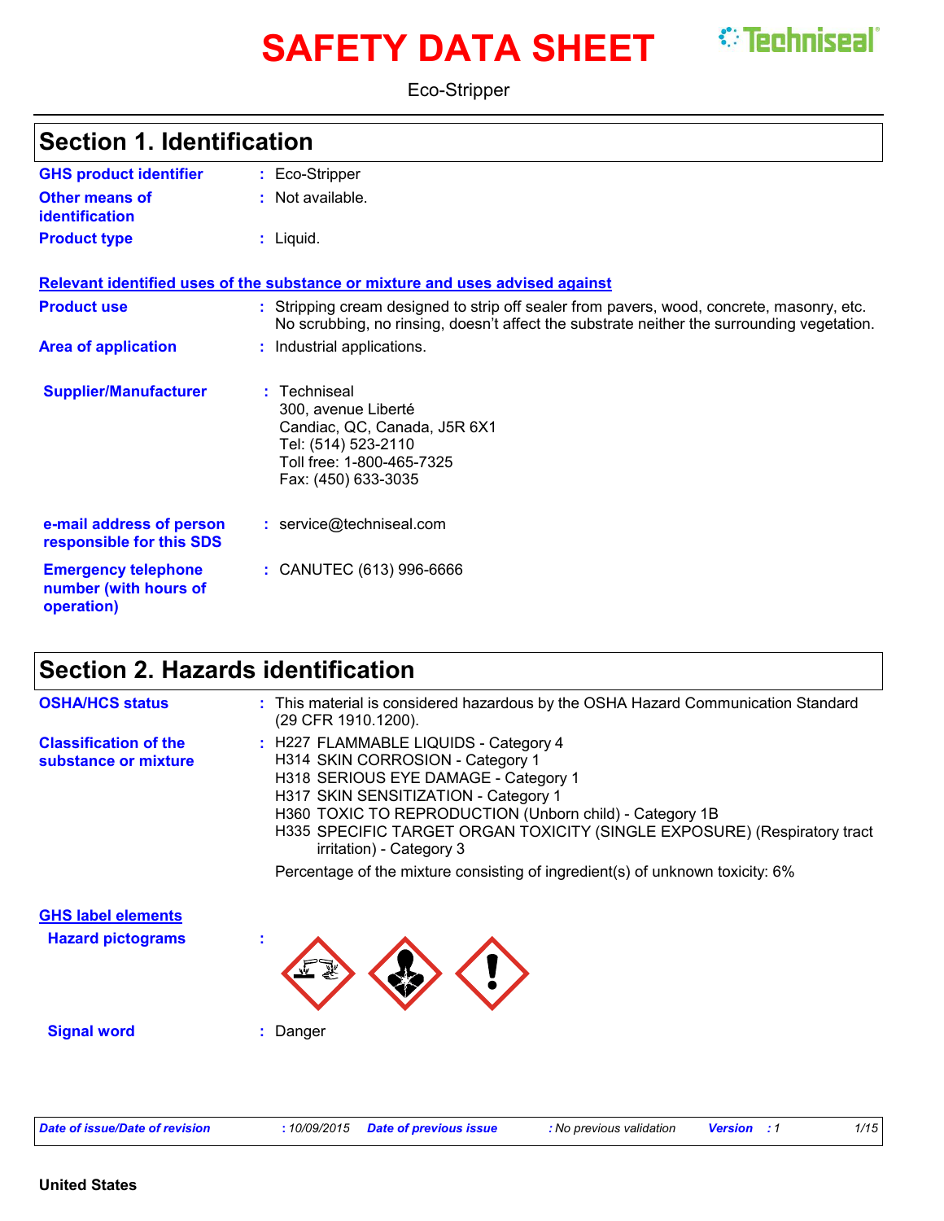# SAFETY DATA SHEET

Techniseal

Eco-Stripper

## Section 1. Identification

| | | |
|---|---|---|
| **GHS product identifier** | : | Eco-Stripper |
| **Other means of identification** | : | Not available. |
| **Product type** | : | Liquid. |

**Relevant identified uses of the substance or mixture and uses advised against**

| | | |
|---|---|---|
| **Product use** | : | Stripping cream designed to strip off sealer from pavers, wood, concrete, masonry, etc. No scrubbing, no rinsing, doesn't affect the substrate neither the surrounding vegetation. |
| **Area of application** | : | Industrial applications. |
| **Supplier/Manufacturer** | : | Techniseal<br>300, avenue Liberté<br>Candiac, QC, Canada, J5R 6X1<br>Tel: (514) 523-2110<br>Toll free: 1-800-465-7325<br>Fax: (450) 633-3035 |
| **e-mail address of person responsible for this SDS** | : | service@techniseal.com |
| **Emergency telephone number (with hours of operation)** | : | CANUTEC (613) 996-6666 |

## Section 2. Hazards identification

| | | |
|---|---|---|
| **OSHA/HCS status** | : | This material is considered hazardous by the OSHA Hazard Communication Standard (29 CFR 1910.1200). |
| **Classification of the substance or mixture** | : | H227 FLAMMABLE LIQUIDS - Category 4<br>H314 SKIN CORROSION - Category 1<br>H318 SERIOUS EYE DAMAGE - Category 1<br>H317 SKIN SENSITIZATION - Category 1<br>H360 TOXIC TO REPRODUCTION (Unborn child) - Category 1B<br>H335 SPECIFIC TARGET ORGAN TOXICITY (SINGLE EXPOSURE) (Respiratory tract irritation) - Category 3<br><br>Percentage of the mixture consisting of ingredient(s) of unknown toxicity: 6% |

**GHS label elements**

| | | |
|---|---|---|
| **Hazard pictograms** | : | |
| **Signal word** | : | Danger |

*Date of issue/Date of revision* : 10/09/2015 *Date of previous issue* : No previous validation *Version* : 1

United States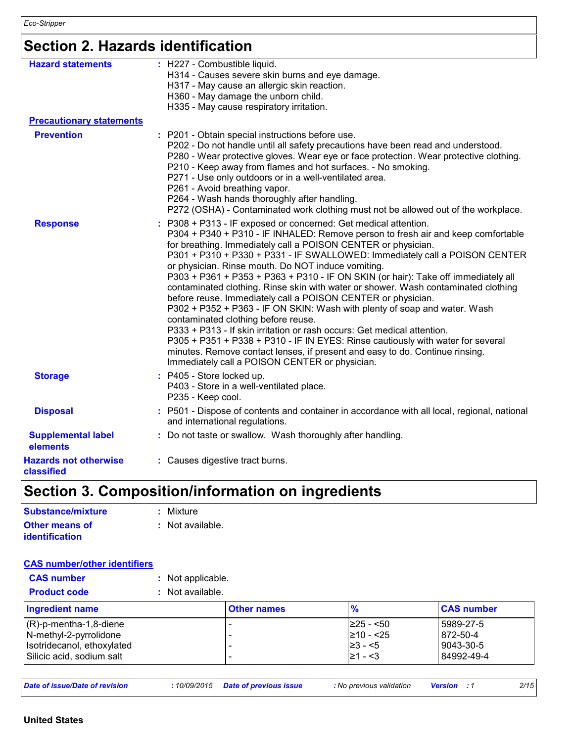## Section 2. Hazards identification

**Hazard statements** : H227 - Combustible liquid.
H314 - Causes severe skin burns and eye damage.
H317 - May cause an allergic skin reaction.
H360 - May damage the unborn child.
H335 - May cause respiratory irritation.

**Precautionary statements**

**Prevention** : P201 - Obtain special instructions before use.
P202 - Do not handle until all safety precautions have been read and understood.
P280 - Wear protective gloves. Wear eye or face protection. Wear protective clothing.
P210 - Keep away from flames and hot surfaces. - No smoking.
P271 - Use only outdoors or in a well-ventilated area.
P261 - Avoid breathing vapor.
P264 - Wash hands thoroughly after handling.
P272 (OSHA) - Contaminated work clothing must not be allowed out of the workplace.

**Response** : P308 + P313 - IF exposed or concerned: Get medical attention.
P304 + P340 + P310 - IF INHALED: Remove person to fresh air and keep comfortable for breathing. Immediately call a POISON CENTER or physician.
P301 + P310 + P330 + P331 - IF SWALLOWED: Immediately call a POISON CENTER or physician. Rinse mouth. Do NOT induce vomiting.
P303 + P361 + P353 + P363 + P310 - IF ON SKIN (or hair): Take off immediately all contaminated clothing. Rinse skin with water or shower. Wash contaminated clothing before reuse. Immediately call a POISON CENTER or physician.
P302 + P352 + P363 - IF ON SKIN: Wash with plenty of soap and water. Wash contaminated clothing before reuse.
P333 + P313 - If skin irritation or rash occurs: Get medical attention.
P305 + P351 + P338 + P310 - IF IN EYES: Rinse cautiously with water for several minutes. Remove contact lenses, if present and easy to do. Continue rinsing. Immediately call a POISON CENTER or physician.

**Storage** : P405 - Store locked up.
P403 - Store in a well-ventilated place.
P235 - Keep cool.

**Disposal** : P501 - Dispose of contents and container in accordance with all local, regional, national and international regulations.

**Supplemental label elements** : Do not taste or swallow. Wash thoroughly after handling.

**Hazards not otherwise classified** : Causes digestive tract burns.

## Section 3. Composition/information on ingredients

**Substance/mixture** : Mixture

**Other means of identification** : Not available.

**CAS number/other identifiers**

**CAS number** : Not applicable.

**Product code** : Not available.

| Ingredient name | Other names | % | CAS number |
|---|---|---|---|
| (R)-p-mentha-1,8-diene | - | ≥25 - <50 | 5989-27-5 |
| N-methyl-2-pyrrolidone | - | ≥10 - <25 | 872-50-4 |
| Isotridecanol, ethoxylated | - | ≥3 - <5 | 9043-30-5 |
| Silicic acid, sodium salt | - | ≥1 - <3 | 84992-49-4 |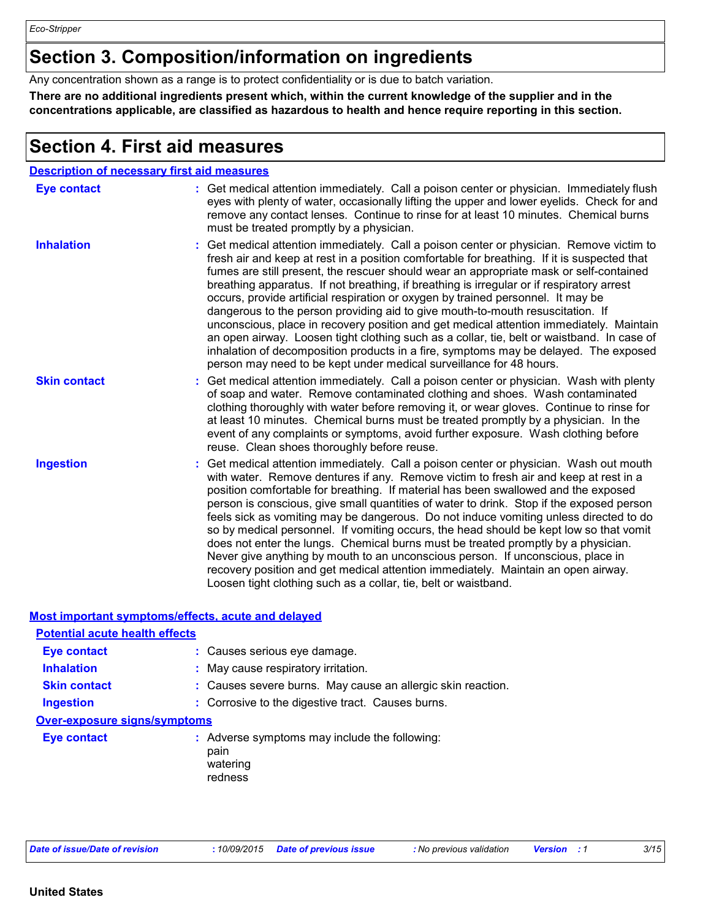## Section 3. Composition/information on ingredients

Any concentration shown as a range is to protect confidentiality or is due to batch variation.

**There are no additional ingredients present which, within the current knowledge of the supplier and in the concentrations applicable, are classified as hazardous to health and hence require reporting in this section.**

## Section 4. First aid measures

### Description of necessary first aid measures

**Eye contact** : Get medical attention immediately. Call a poison center or physician. Immediately flush eyes with plenty of water, occasionally lifting the upper and lower eyelids. Check for and remove any contact lenses. Continue to rinse for at least 10 minutes. Chemical burns must be treated promptly by a physician.

**Inhalation** : Get medical attention immediately. Call a poison center or physician. Remove victim to fresh air and keep at rest in a position comfortable for breathing. If it is suspected that fumes are still present, the rescuer should wear an appropriate mask or self-contained breathing apparatus. If not breathing, if breathing is irregular or if respiratory arrest occurs, provide artificial respiration or oxygen by trained personnel. It may be dangerous to the person providing aid to give mouth-to-mouth resuscitation. If unconscious, place in recovery position and get medical attention immediately. Maintain an open airway. Loosen tight clothing such as a collar, tie, belt or waistband. In case of inhalation of decomposition products in a fire, symptoms may be delayed. The exposed person may need to be kept under medical surveillance for 48 hours.

**Skin contact** : Get medical attention immediately. Call a poison center or physician. Wash with plenty of soap and water. Remove contaminated clothing and shoes. Wash contaminated clothing thoroughly with water before removing it, or wear gloves. Continue to rinse for at least 10 minutes. Chemical burns must be treated promptly by a physician. In the event of any complaints or symptoms, avoid further exposure. Wash clothing before reuse. Clean shoes thoroughly before reuse.

**Ingestion** : Get medical attention immediately. Call a poison center or physician. Wash out mouth with water. Remove dentures if any. Remove victim to fresh air and keep at rest in a position comfortable for breathing. If material has been swallowed and the exposed person is conscious, give small quantities of water to drink. Stop if the exposed person feels sick as vomiting may be dangerous. Do not induce vomiting unless directed to do so by medical personnel. If vomiting occurs, the head should be kept low so that vomit does not enter the lungs. Chemical burns must be treated promptly by a physician. Never give anything by mouth to an unconscious person. If unconscious, place in recovery position and get medical attention immediately. Maintain an open airway. Loosen tight clothing such as a collar, tie, belt or waistband.

### Most important symptoms/effects, acute and delayed

#### Potential acute health effects

**Eye contact** : Causes serious eye damage.

**Inhalation** : May cause respiratory irritation.

**Skin contact** : Causes severe burns. May cause an allergic skin reaction.

**Ingestion** : Corrosive to the digestive tract. Causes burns.

#### Over-exposure signs/symptoms

**Eye contact** : Adverse symptoms may include the following:
pain
watering
redness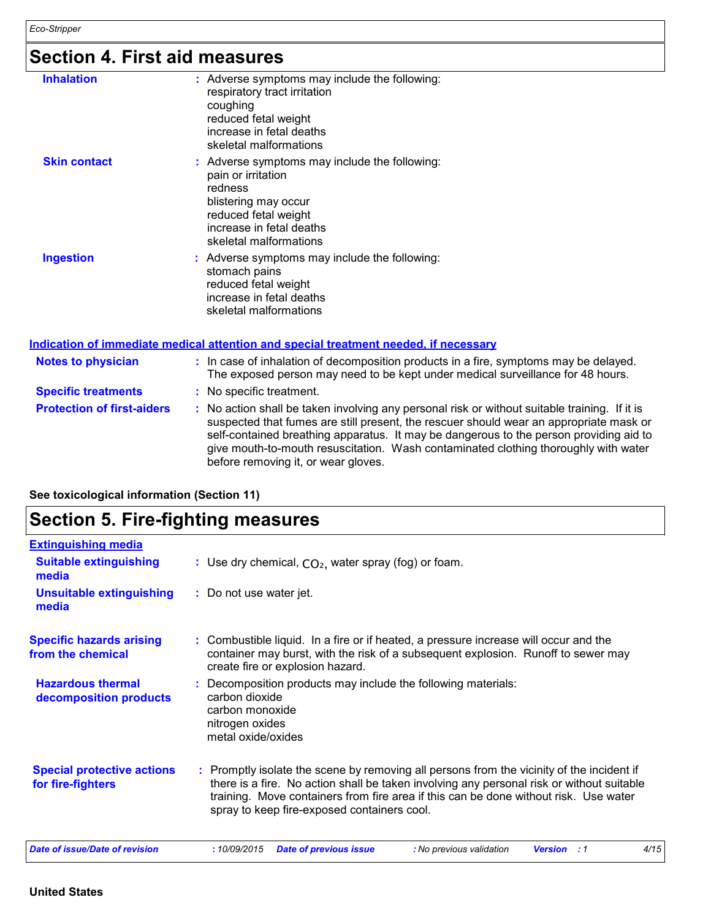# Section 4. First aid measures

| | |
|---|---|
| **Inhalation** | : Adverse symptoms may include the following:<br>respiratory tract irritation<br>coughing<br>reduced fetal weight<br>increase in fetal deaths<br>skeletal malformations |
| **Skin contact** | : Adverse symptoms may include the following:<br>pain or irritation<br>redness<br>blistering may occur<br>reduced fetal weight<br>increase in fetal deaths<br>skeletal malformations |
| **Ingestion** | : Adverse symptoms may include the following:<br>stomach pains<br>reduced fetal weight<br>increase in fetal deaths<br>skeletal malformations |

## Indication of immediate medical attention and special treatment needed, if necessary

| | |
|---|---|
| **Notes to physician** | : In case of inhalation of decomposition products in a fire, symptoms may be delayed. The exposed person may need to be kept under medical surveillance for 48 hours. |
| **Specific treatments** | : No specific treatment. |
| **Protection of first-aiders** | : No action shall be taken involving any personal risk or without suitable training. If it is suspected that fumes are still present, the rescuer should wear an appropriate mask or self-contained breathing apparatus. It may be dangerous to the person providing aid to give mouth-to-mouth resuscitation. Wash contaminated clothing thoroughly with water before removing it, or wear gloves. |

**See toxicological information (Section 11)**

# Section 5. Fire-fighting measures

## Extinguishing media

| | |
|---|---|
| **Suitable extinguishing media** | : Use dry chemical, $CO_2$, water spray (fog) or foam. |
| **Unsuitable extinguishing media** | : Do not use water jet. |
| **Specific hazards arising from the chemical** | : Combustible liquid. In a fire or if heated, a pressure increase will occur and the container may burst, with the risk of a subsequent explosion. Runoff to sewer may create fire or explosion hazard. |
| **Hazardous thermal decomposition products** | : Decomposition products may include the following materials:<br>carbon dioxide<br>carbon monoxide<br>nitrogen oxides<br>metal oxide/oxides |
| **Special protective actions for fire-fighters** | : Promptly isolate the scene by removing all persons from the vicinity of the incident if there is a fire. No action shall be taken involving any personal risk or without suitable training. Move containers from fire area if this can be done without risk. Use water spray to keep fire-exposed containers cool. |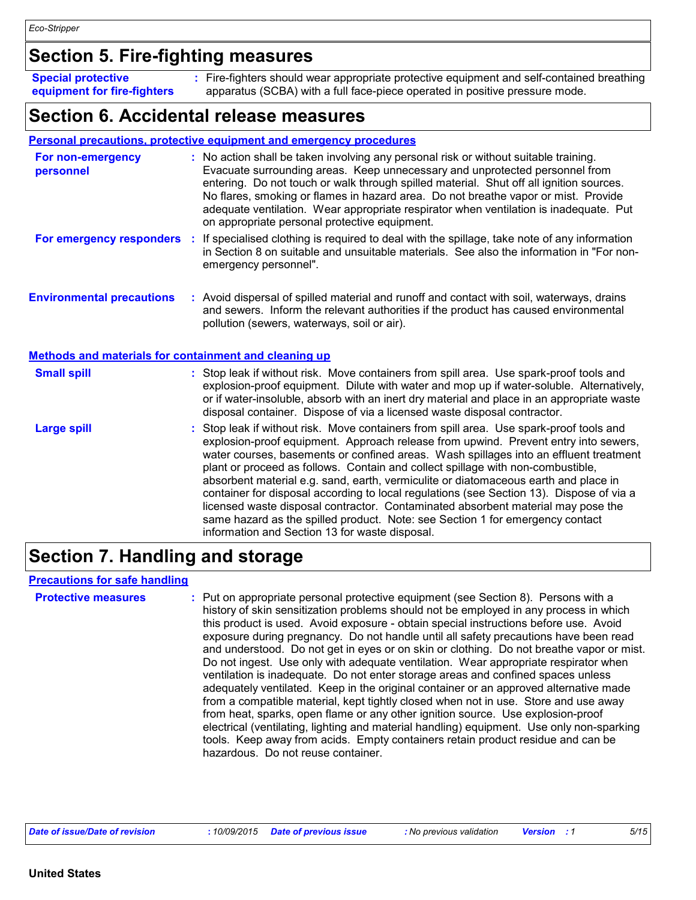## Section 5. Fire-fighting measures

**Special protective equipment for fire-fighters** : Fire-fighters should wear appropriate protective equipment and self-contained breathing apparatus (SCBA) with a full face-piece operated in positive pressure mode.

## Section 6. Accidental release measures

### Personal precautions, protective equipment and emergency procedures

**For non-emergency personnel** : No action shall be taken involving any personal risk or without suitable training. Evacuate surrounding areas. Keep unnecessary and unprotected personnel from entering. Do not touch or walk through spilled material. Shut off all ignition sources. No flares, smoking or flames in hazard area. Do not breathe vapor or mist. Provide adequate ventilation. Wear appropriate respirator when ventilation is inadequate. Put on appropriate personal protective equipment.

**For emergency responders** : If specialised clothing is required to deal with the spillage, take note of any information in Section 8 on suitable and unsuitable materials. See also the information in "For non-emergency personnel".

**Environmental precautions** : Avoid dispersal of spilled material and runoff and contact with soil, waterways, drains and sewers. Inform the relevant authorities if the product has caused environmental pollution (sewers, waterways, soil or air).

### Methods and materials for containment and cleaning up

**Small spill** : Stop leak if without risk. Move containers from spill area. Use spark-proof tools and explosion-proof equipment. Dilute with water and mop up if water-soluble. Alternatively, or if water-insoluble, absorb with an inert dry material and place in an appropriate waste disposal container. Dispose of via a licensed waste disposal contractor.

**Large spill** : Stop leak if without risk. Move containers from spill area. Use spark-proof tools and explosion-proof equipment. Approach release from upwind. Prevent entry into sewers, water courses, basements or confined areas. Wash spillages into an effluent treatment plant or proceed as follows. Contain and collect spillage with non-combustible, absorbent material e.g. sand, earth, vermiculite or diatomaceous earth and place in container for disposal according to local regulations (see Section 13). Dispose of via a licensed waste disposal contractor. Contaminated absorbent material may pose the same hazard as the spilled product. Note: see Section 1 for emergency contact information and Section 13 for waste disposal.

## Section 7. Handling and storage

### Precautions for safe handling

**Protective measures** : Put on appropriate personal protective equipment (see Section 8). Persons with a history of skin sensitization problems should not be employed in any process in which this product is used. Avoid exposure - obtain special instructions before use. Avoid exposure during pregnancy. Do not handle until all safety precautions have been read and understood. Do not get in eyes or on skin or clothing. Do not breathe vapor or mist. Do not ingest. Use only with adequate ventilation. Wear appropriate respirator when ventilation is inadequate. Do not enter storage areas and confined spaces unless adequately ventilated. Keep in the original container or an approved alternative made from a compatible material, kept tightly closed when not in use. Store and use away from heat, sparks, open flame or any other ignition source. Use explosion-proof electrical (ventilating, lighting and material handling) equipment. Use only non-sparking tools. Keep away from acids. Empty containers retain product residue and can be hazardous. Do not reuse container.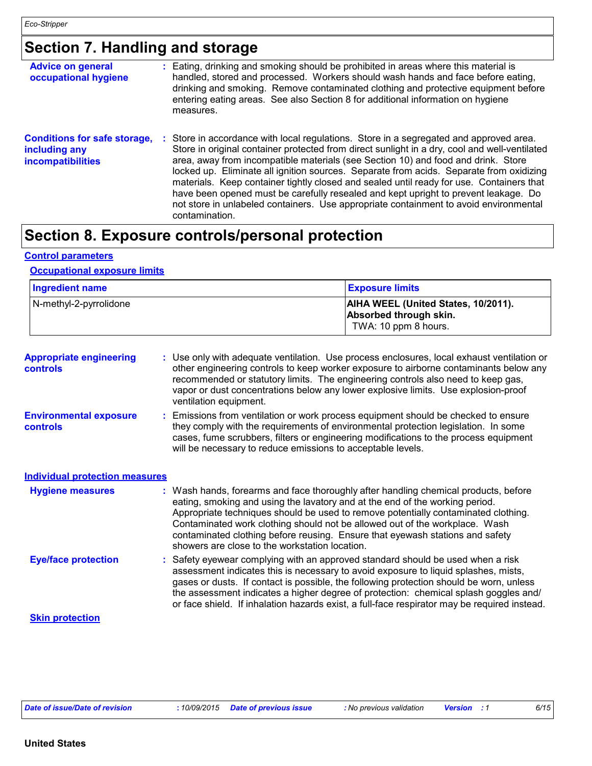# Section 7. Handling and storage

**Advice on general occupational hygiene** : Eating, drinking and smoking should be prohibited in areas where this material is handled, stored and processed. Workers should wash hands and face before eating, drinking and smoking. Remove contaminated clothing and protective equipment before entering eating areas. See also Section 8 for additional information on hygiene measures.

**Conditions for safe storage, including any incompatibilities** : Store in accordance with local regulations. Store in a segregated and approved area. Store in original container protected from direct sunlight in a dry, cool and well-ventilated area, away from incompatible materials (see Section 10) and food and drink. Store locked up. Eliminate all ignition sources. Separate from acids. Separate from oxidizing materials. Keep container tightly closed and sealed until ready for use. Containers that have been opened must be carefully resealed and kept upright to prevent leakage. Do not store in unlabeled containers. Use appropriate containment to avoid environmental contamination.

# Section 8. Exposure controls/personal protection

## Control parameters

### Occupational exposure limits

| Ingredient name | Exposure limits |
| --- | --- |
| N-methyl-2-pyrrolidone | **AIHA WEEL (United States, 10/2011). Absorbed through skin.** TWA: 10 ppm 8 hours. |

**Appropriate engineering controls** : Use only with adequate ventilation. Use process enclosures, local exhaust ventilation or other engineering controls to keep worker exposure to airborne contaminants below any recommended or statutory limits. The engineering controls also need to keep gas, vapor or dust concentrations below any lower explosive limits. Use explosion-proof ventilation equipment.

**Environmental exposure controls** : Emissions from ventilation or work process equipment should be checked to ensure they comply with the requirements of environmental protection legislation. In some cases, fume scrubbers, filters or engineering modifications to the process equipment will be necessary to reduce emissions to acceptable levels.

## Individual protection measures

**Hygiene measures** : Wash hands, forearms and face thoroughly after handling chemical products, before eating, smoking and using the lavatory and at the end of the working period. Appropriate techniques should be used to remove potentially contaminated clothing. Contaminated work clothing should not be allowed out of the workplace. Wash contaminated clothing before reusing. Ensure that eyewash stations and safety showers are close to the workstation location.

**Eye/face protection** : Safety eyewear complying with an approved standard should be used when a risk assessment indicates this is necessary to avoid exposure to liquid splashes, mists, gases or dusts. If contact is possible, the following protection should be worn, unless the assessment indicates a higher degree of protection: chemical splash goggles and/or face shield. If inhalation hazards exist, a full-face respirator may be required instead.

### Skin protection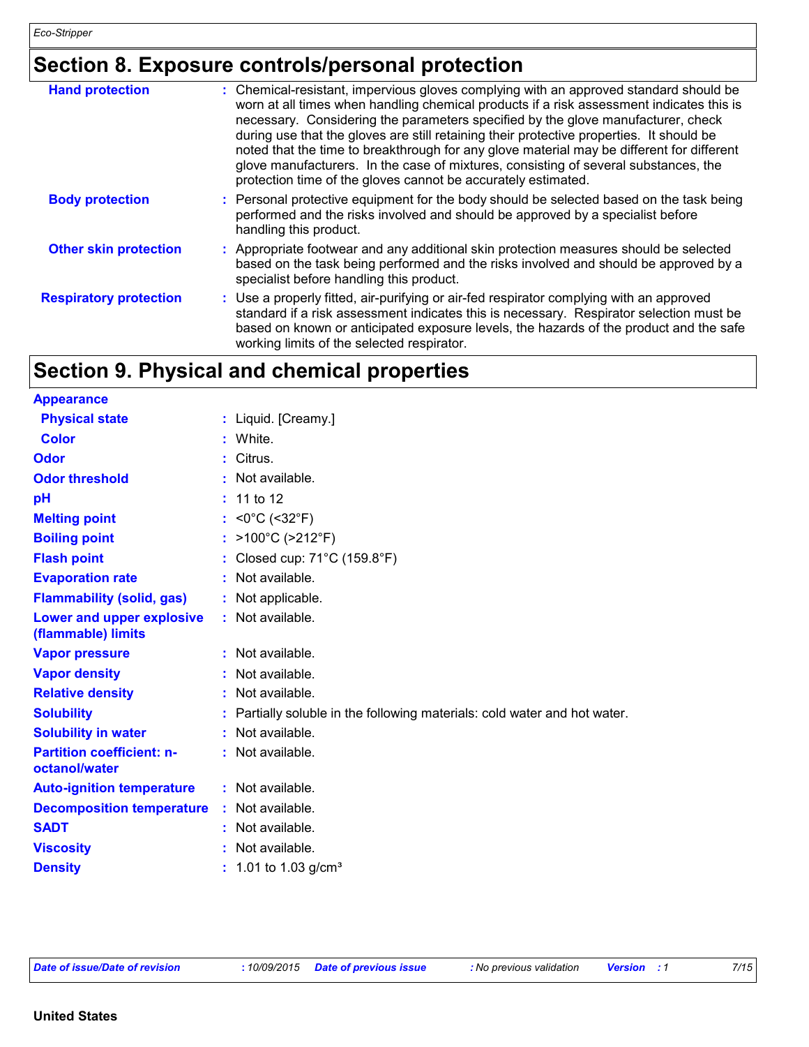## Section 8. Exposure controls/personal protection

| | |
|---|---|
| **Hand protection** | : Chemical-resistant, impervious gloves complying with an approved standard should be worn at all times when handling chemical products if a risk assessment indicates this is necessary. Considering the parameters specified by the glove manufacturer, check during use that the gloves are still retaining their protective properties. It should be noted that the time to breakthrough for any glove material may be different for different glove manufacturers. In the case of mixtures, consisting of several substances, the protection time of the gloves cannot be accurately estimated. |
| **Body protection** | : Personal protective equipment for the body should be selected based on the task being performed and the risks involved and should be approved by a specialist before handling this product. |
| **Other skin protection** | : Appropriate footwear and any additional skin protection measures should be selected based on the task being performed and the risks involved and should be approved by a specialist before handling this product. |
| **Respiratory protection** | : Use a properly fitted, air-purifying or air-fed respirator complying with an approved standard if a risk assessment indicates this is necessary. Respirator selection must be based on known or anticipated exposure levels, the hazards of the product and the safe working limits of the selected respirator. |

## Section 9. Physical and chemical properties

**Appearance**

| | |
|---|---|
| **Physical state** | : Liquid. [Creamy.] |
| **Color** | : White. |
| **Odor** | : Citrus. |
| **Odor threshold** | : Not available. |
| **pH** | : 11 to 12 |
| **Melting point** | : <0°C (<32°F) |
| **Boiling point** | : >100°C (>212°F) |
| **Flash point** | : Closed cup: 71°C (159.8°F) |
| **Evaporation rate** | : Not available. |
| **Flammability (solid, gas)** | : Not applicable. |
| **Lower and upper explosive (flammable) limits** | : Not available. |
| **Vapor pressure** | : Not available. |
| **Vapor density** | : Not available. |
| **Relative density** | : Not available. |
| **Solubility** | : Partially soluble in the following materials: cold water and hot water. |
| **Solubility in water** | : Not available. |
| **Partition coefficient: n-octanol/water** | : Not available. |
| **Auto-ignition temperature** | : Not available. |
| **Decomposition temperature** | : Not available. |
| **SADT** | : Not available. |
| **Viscosity** | : Not available. |
| **Density** | : 1.01 to 1.03 g/cm³ |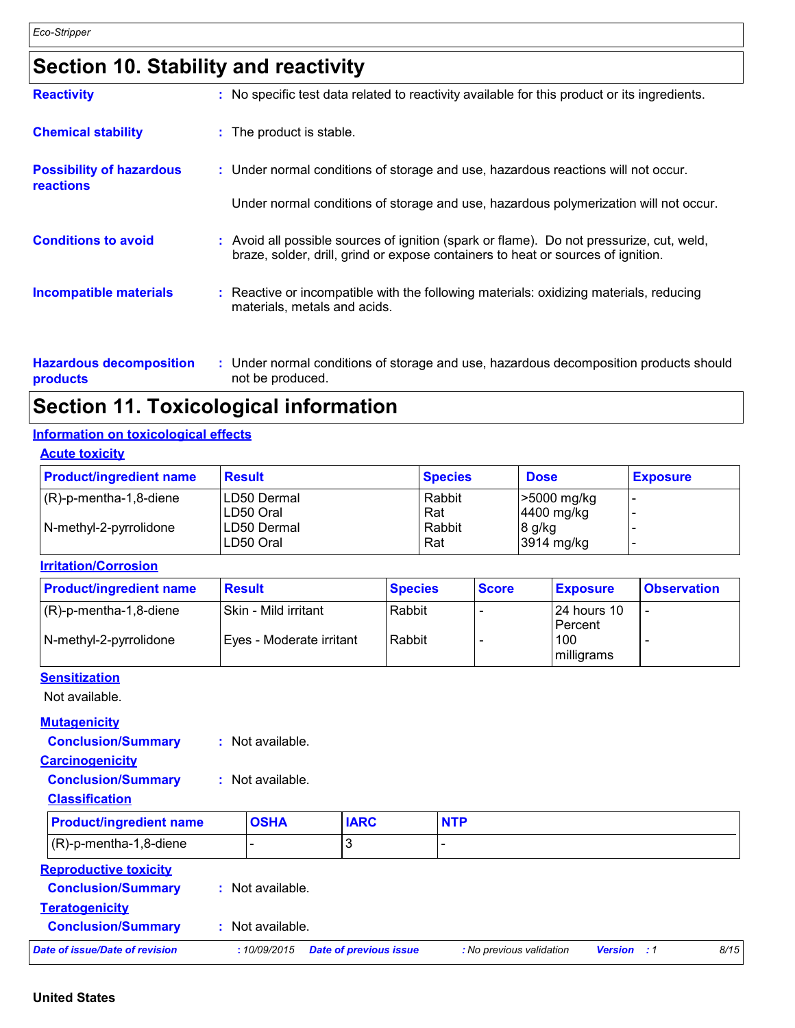## Section 10. Stability and reactivity

**Reactivity** : No specific test data related to reactivity available for this product or its ingredients.

**Chemical stability** : The product is stable.

**Possibility of hazardous reactions** : Under normal conditions of storage and use, hazardous reactions will not occur.

Under normal conditions of storage and use, hazardous polymerization will not occur.

**Conditions to avoid** : Avoid all possible sources of ignition (spark or flame). Do not pressurize, cut, weld, braze, solder, drill, grind or expose containers to heat or sources of ignition.

**Incompatible materials** : Reactive or incompatible with the following materials: oxidizing materials, reducing materials, metals and acids.

**Hazardous decomposition products** : Under normal conditions of storage and use, hazardous decomposition products should not be produced.

## Section 11. Toxicological information

### Information on toxicological effects

#### Acute toxicity

| Product/ingredient name | Result | Species | Dose | Exposure |
|---|---|---|---|---|
| (R)-p-mentha-1,8-diene | LD50 Dermal | Rabbit | >5000 mg/kg | - |
| | LD50 Oral | Rat | 4400 mg/kg | - |
| N-methyl-2-pyrrolidone | LD50 Dermal | Rabbit | 8 g/kg | - |
| | LD50 Oral | Rat | 3914 mg/kg | - |

#### Irritation/Corrosion

| Product/ingredient name | Result | Species | Score | Exposure | Observation |
|---|---|---|---|---|---|
| (R)-p-mentha-1,8-diene | Skin - Mild irritant | Rabbit | - | 24 hours 10 Percent | - |
| N-methyl-2-pyrrolidone | Eyes - Moderate irritant | Rabbit | - | 100 milligrams | - |

#### Sensitization

Not available.

#### Mutagenicity

**Conclusion/Summary** : Not available.

#### Carcinogenicity

**Conclusion/Summary** : Not available.

**Classification**

| Product/ingredient name | OSHA | IARC | NTP |
|---|---|---|---|
| (R)-p-mentha-1,8-diene | - | 3 | - |

#### Reproductive toxicity

**Conclusion/Summary** : Not available.

#### Teratogenicity

**Conclusion/Summary** : Not available.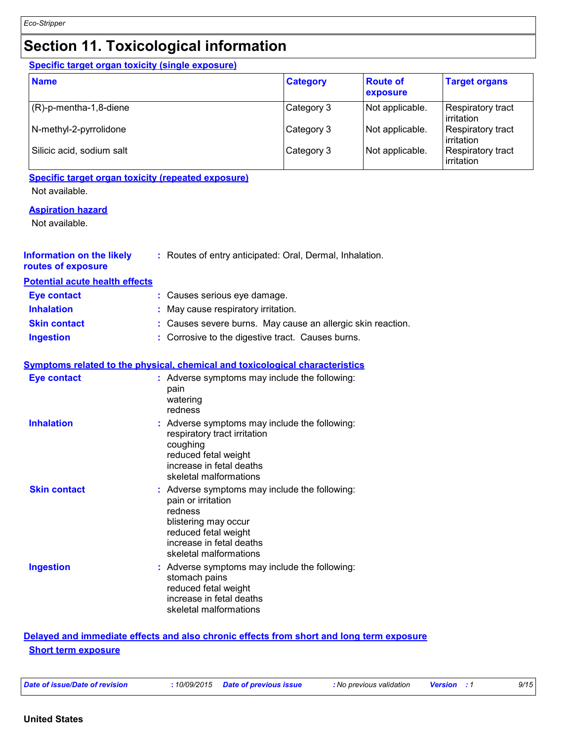# Section 11. Toxicological information

### Specific target organ toxicity (single exposure)

| Name | Category | Route of exposure | Target organs |
|---|---|---|---|
| (R)-p-mentha-1,8-diene | Category 3 | Not applicable. | Respiratory tract irritation |
| N-methyl-2-pyrrolidone | Category 3 | Not applicable. | Respiratory tract irritation |
| Silicic acid, sodium salt | Category 3 | Not applicable. | Respiratory tract irritation |

### Specific target organ toxicity (repeated exposure)

Not available.

### Aspiration hazard

Not available.

**Information on the likely routes of exposure** : Routes of entry anticipated: Oral, Dermal, Inhalation.

### Potential acute health effects

**Eye contact** : Causes serious eye damage.

**Inhalation** : May cause respiratory irritation.

**Skin contact** : Causes severe burns. May cause an allergic skin reaction.

**Ingestion** : Corrosive to the digestive tract. Causes burns.

### Symptoms related to the physical, chemical and toxicological characteristics

**Eye contact** : Adverse symptoms may include the following:
pain
watering
redness

**Inhalation** : Adverse symptoms may include the following:
respiratory tract irritation
coughing
reduced fetal weight
increase in fetal deaths
skeletal malformations

**Skin contact** : Adverse symptoms may include the following:
pain or irritation
redness
blistering may occur
reduced fetal weight
increase in fetal deaths
skeletal malformations

**Ingestion** : Adverse symptoms may include the following:
stomach pains
reduced fetal weight
increase in fetal deaths
skeletal malformations

### Delayed and immediate effects and also chronic effects from short and long term exposure

### Short term exposure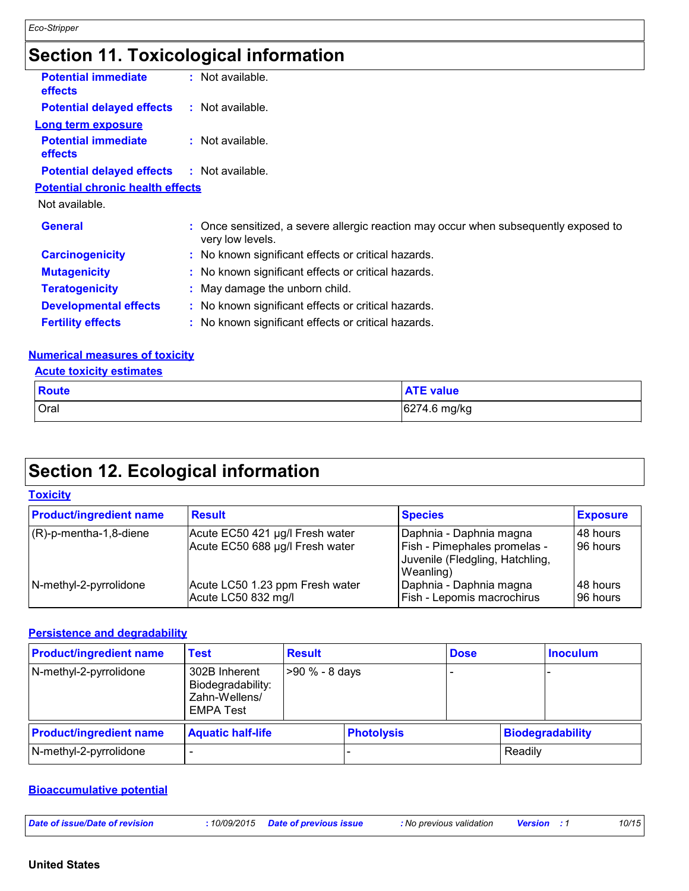## Section 11. Toxicological information

**Potential immediate effects** : Not available.

**Potential delayed effects** : Not available.

**Long term exposure**

**Potential immediate effects** : Not available.

**Potential delayed effects** : Not available.

**Potential chronic health effects**

Not available.

**General** : Once sensitized, a severe allergic reaction may occur when subsequently exposed to very low levels.

**Carcinogenicity** : No known significant effects or critical hazards.

**Mutagenicity** : No known significant effects or critical hazards.

**Teratogenicity** : May damage the unborn child.

**Developmental effects** : No known significant effects or critical hazards.

**Fertility effects** : No known significant effects or critical hazards.

**Numerical measures of toxicity**

**Acute toxicity estimates**

| Route | ATE value |
| --- | --- |
| Oral | 6274.6 mg/kg |

## Section 12. Ecological information

**Toxicity**

| Product/ingredient name | Result | Species | Exposure |
| --- | --- | --- | --- |
| (R)-p-mentha-1,8-diene | Acute EC50 421 µg/l Fresh water | Daphnia - Daphnia magna | 48 hours |
| | Acute EC50 688 µg/l Fresh water | Fish - Pimephales promelas - Juvenile (Fledgling, Hatchling, Weanling) | 96 hours |
| N-methyl-2-pyrrolidone | Acute LC50 1.23 ppm Fresh water | Daphnia - Daphnia magna | 48 hours |
| | Acute LC50 832 mg/l | Fish - Lepomis macrochirus | 96 hours |

**Persistence and degradability**

| Product/ingredient name | Test | Result | Dose | Inoculum |
| --- | --- | --- | --- | --- |
| N-methyl-2-pyrrolidone | 302B Inherent Biodegradability: Zahn-Wellens/ EMPA Test | >90 % - 8 days | - | - |

| Product/ingredient name | Aquatic half-life | Photolysis | Biodegradability |
| --- | --- | --- | --- |
| N-methyl-2-pyrrolidone | - | - | Readily |

**Bioaccumulative potential**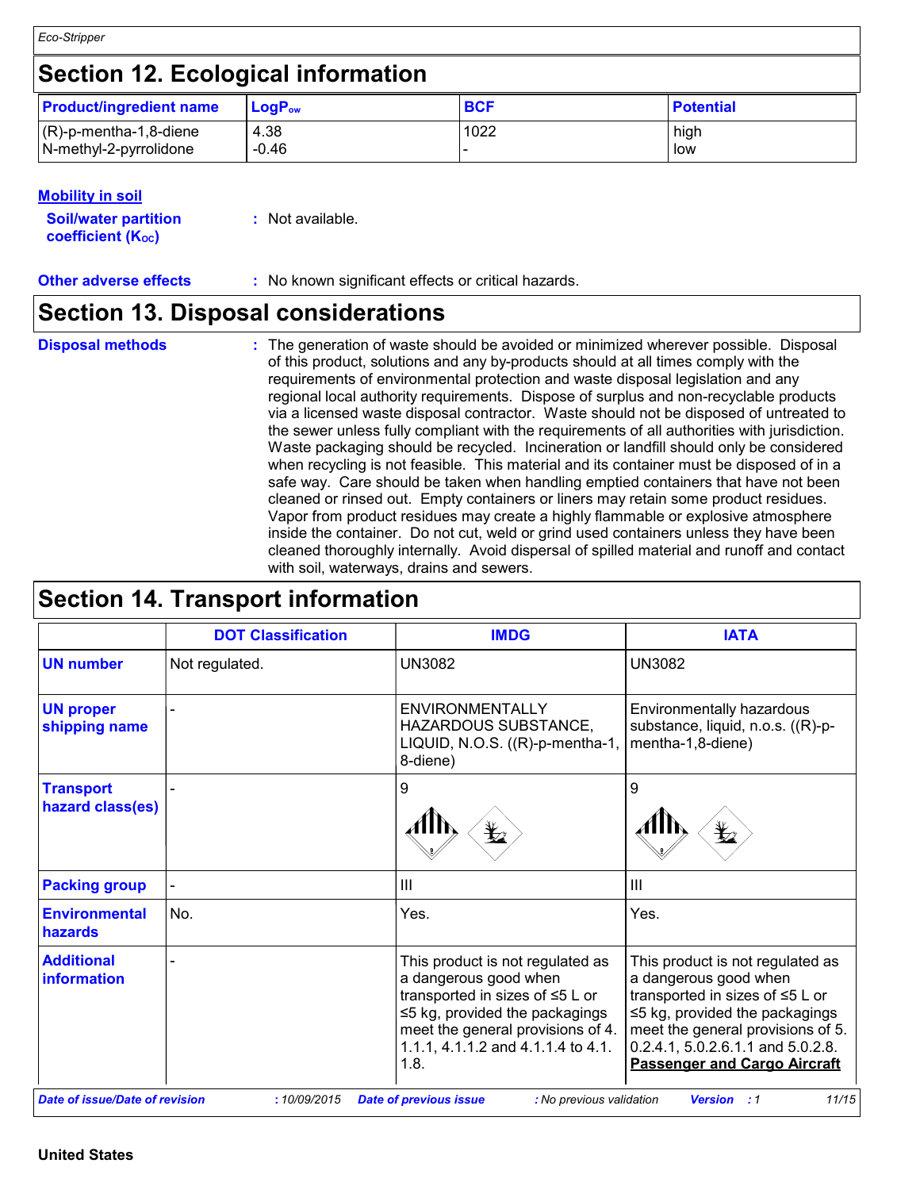## Section 12. Ecological information

| Product/ingredient name | $LogP_{ow}$ | BCF | Potential |
|---|---|---|---|
| (R)-p-mentha-1,8-diene | 4.38 | 1022 | high |
| N-methyl-2-pyrrolidone | -0.46 | - | low |

**Mobility in soil**

**Soil/water partition coefficient ($K_{OC}$)** : Not available.

**Other adverse effects** : No known significant effects or critical hazards.

## Section 13. Disposal considerations

**Disposal methods** : The generation of waste should be avoided or minimized wherever possible. Disposal of this product, solutions and any by-products should at all times comply with the requirements of environmental protection and waste disposal legislation and any regional local authority requirements. Dispose of surplus and non-recyclable products via a licensed waste disposal contractor. Waste should not be disposed of untreated to the sewer unless fully compliant with the requirements of all authorities with jurisdiction. Waste packaging should be recycled. Incineration or landfill should only be considered when recycling is not feasible. This material and its container must be disposed of in a safe way. Care should be taken when handling emptied containers that have not been cleaned or rinsed out. Empty containers or liners may retain some product residues. Vapor from product residues may create a highly flammable or explosive atmosphere inside the container. Do not cut, weld or grind used containers unless they have been cleaned thoroughly internally. Avoid dispersal of spilled material and runoff and contact with soil, waterways, drains and sewers.

## Section 14. Transport information

| | DOT Classification | IMDG | IATA |
|---|---|---|---|
| **UN number** | Not regulated. | UN3082 | UN3082 |
| **UN proper shipping name** | - | ENVIRONMENTALLY HAZARDOUS SUBSTANCE, LIQUID, N.O.S. ((R)-p-mentha-1, 8-diene) | Environmentally hazardous substance, liquid, n.o.s. ((R)-p-mentha-1,8-diene) |
| **Transport hazard class(es)** | - | 9 | 9 |
| **Packing group** | - | III | III |
| **Environmental hazards** | No. | Yes. | Yes. |
| **Additional information** | - | This product is not regulated as a dangerous good when transported in sizes of ≤5 L or ≤5 kg, provided the packagings meet the general provisions of 4.1.1.1, 4.1.1.2 and 4.1.1.4 to 4.1.1.8. | This product is not regulated as a dangerous good when transported in sizes of ≤5 L or ≤5 kg, provided the packagings meet the general provisions of 5.0.2.4.1, 5.0.2.6.1.1 and 5.0.2.8. **Passenger and Cargo Aircraft** |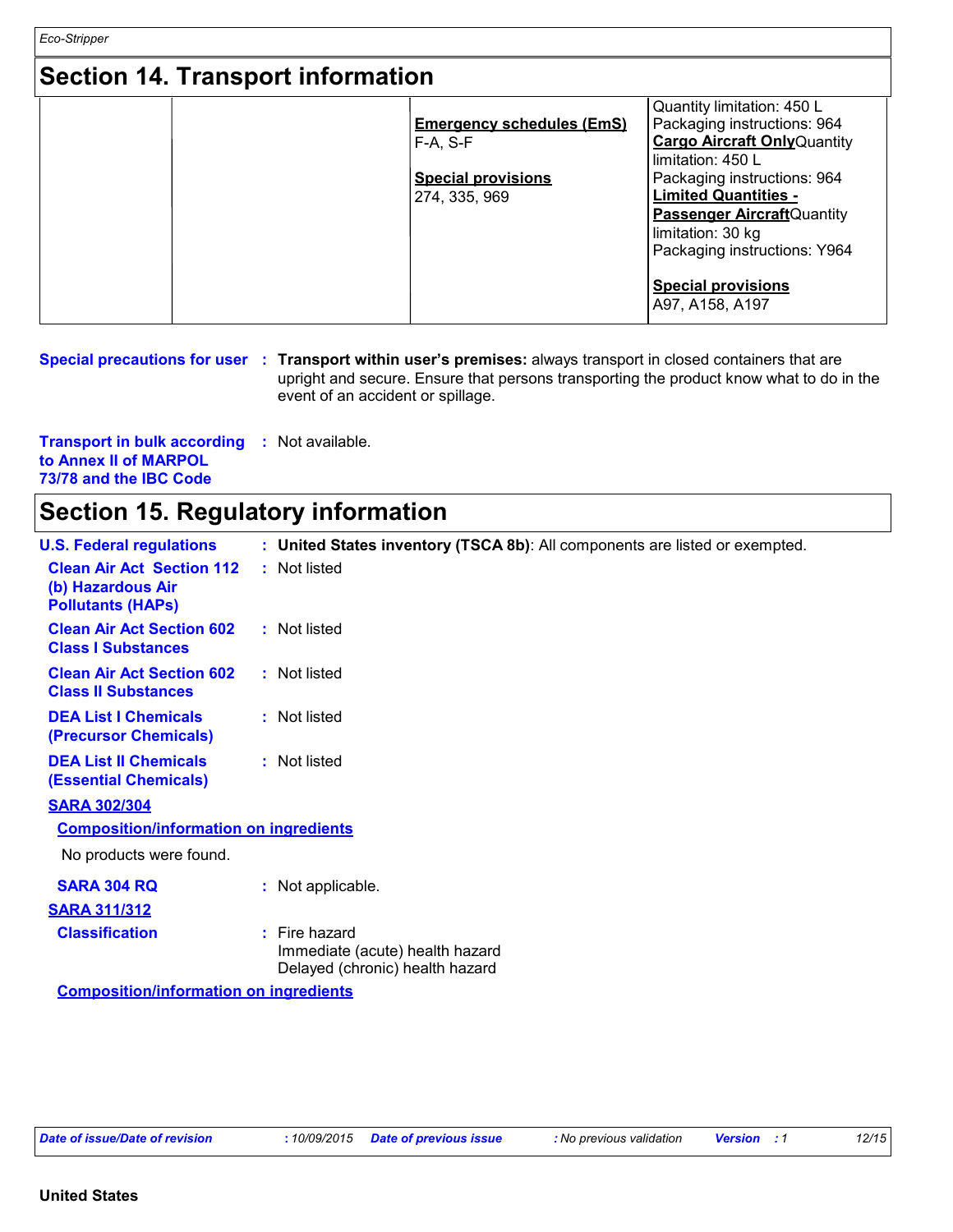## Section 14. Transport information

| | | | |
|---|---|---|---|
| | | **Emergency schedules (EmS)** F-A, S-F **Special provisions** 274, 335, 969 | Quantity limitation: 450 L Packaging instructions: 964 **Cargo Aircraft Only** Quantity limitation: 450 L Packaging instructions: 964 **Limited Quantities - Passenger Aircraft** Quantity limitation: 30 kg Packaging instructions: Y964 **Special provisions** A97, A158, A197 |

**Special precautions for user** : **Transport within user's premises:** always transport in closed containers that are upright and secure. Ensure that persons transporting the product know what to do in the event of an accident or spillage.

**Transport in bulk according to Annex II of MARPOL 73/78 and the IBC Code** : Not available.

## Section 15. Regulatory information

**U.S. Federal regulations** : **United States inventory (TSCA 8b)**: All components are listed or exempted.

**Clean Air Act Section 112 (b) Hazardous Air Pollutants (HAPs)** : Not listed

**Clean Air Act Section 602 Class I Substances** : Not listed

**Clean Air Act Section 602 Class II Substances** : Not listed

**DEA List I Chemicals (Precursor Chemicals)** : Not listed

**DEA List II Chemicals (Essential Chemicals)** : Not listed

**SARA 302/304**

**Composition/information on ingredients**

No products were found.

**SARA 304 RQ** : Not applicable.

**SARA 311/312**

**Classification** : Fire hazard
Immediate (acute) health hazard
Delayed (chronic) health hazard

**Composition/information on ingredients**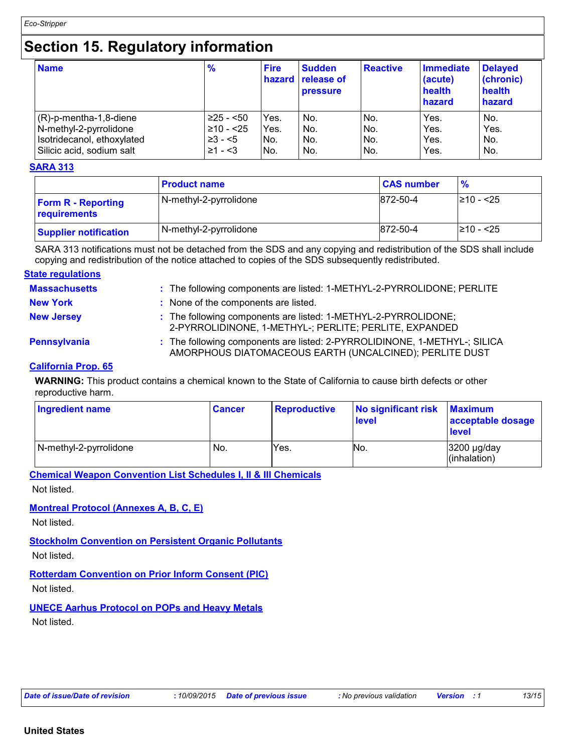# Section 15. Regulatory information

| Name | % | Fire hazard | Sudden release of pressure | Reactive | Immediate (acute) health hazard | Delayed (chronic) health hazard |
|---|---|---|---|---|---|---|
| (R)-p-mentha-1,8-diene | ≥25 - <50 | Yes. | No. | No. | Yes. | No. |
| N-methyl-2-pyrrolidone | ≥10 - <25 | Yes. | No. | No. | Yes. | Yes. |
| Isotridecanol, ethoxylated | ≥3 - <5 | No. | No. | No. | Yes. | No. |
| Silicic acid, sodium salt | ≥1 - <3 | No. | No. | No. | Yes. | No. |

**SARA 313**

| | Product name | CAS number | % |
|---|---|---|---|
| **Form R - Reporting requirements** | N-methyl-2-pyrrolidone | 872-50-4 | ≥10 - <25 |
| **Supplier notification** | N-methyl-2-pyrrolidone | 872-50-4 | ≥10 - <25 |

SARA 313 notifications must not be detached from the SDS and any copying and redistribution of the SDS shall include copying and redistribution of the notice attached to copies of the SDS subsequently redistributed.

**State regulations**

**Massachusetts** : The following components are listed: 1-METHYL-2-PYRROLIDONE; PERLITE

**New York** : None of the components are listed.

**New Jersey** : The following components are listed: 1-METHYL-2-PYRROLIDONE; 2-PYRROLIDINONE, 1-METHYL-; PERLITE; PERLITE, EXPANDED

**Pennsylvania** : The following components are listed: 2-PYRROLIDINONE, 1-METHYL-; SILICA AMORPHOUS DIATOMACEOUS EARTH (UNCALCINED); PERLITE DUST

**California Prop. 65**

**WARNING:** This product contains a chemical known to the State of California to cause birth defects or other reproductive harm.

| Ingredient name | Cancer | Reproductive | No significant risk level | Maximum acceptable dosage level |
|---|---|---|---|---|
| N-methyl-2-pyrrolidone | No. | Yes. | No. | 3200 µg/day (inhalation) |

**Chemical Weapon Convention List Schedules I, II & III Chemicals**

Not listed.

**Montreal Protocol (Annexes A, B, C, E)**

Not listed.

**Stockholm Convention on Persistent Organic Pollutants**

Not listed.

**Rotterdam Convention on Prior Inform Consent (PIC)**

Not listed.

**UNECE Aarhus Protocol on POPs and Heavy Metals**

Not listed.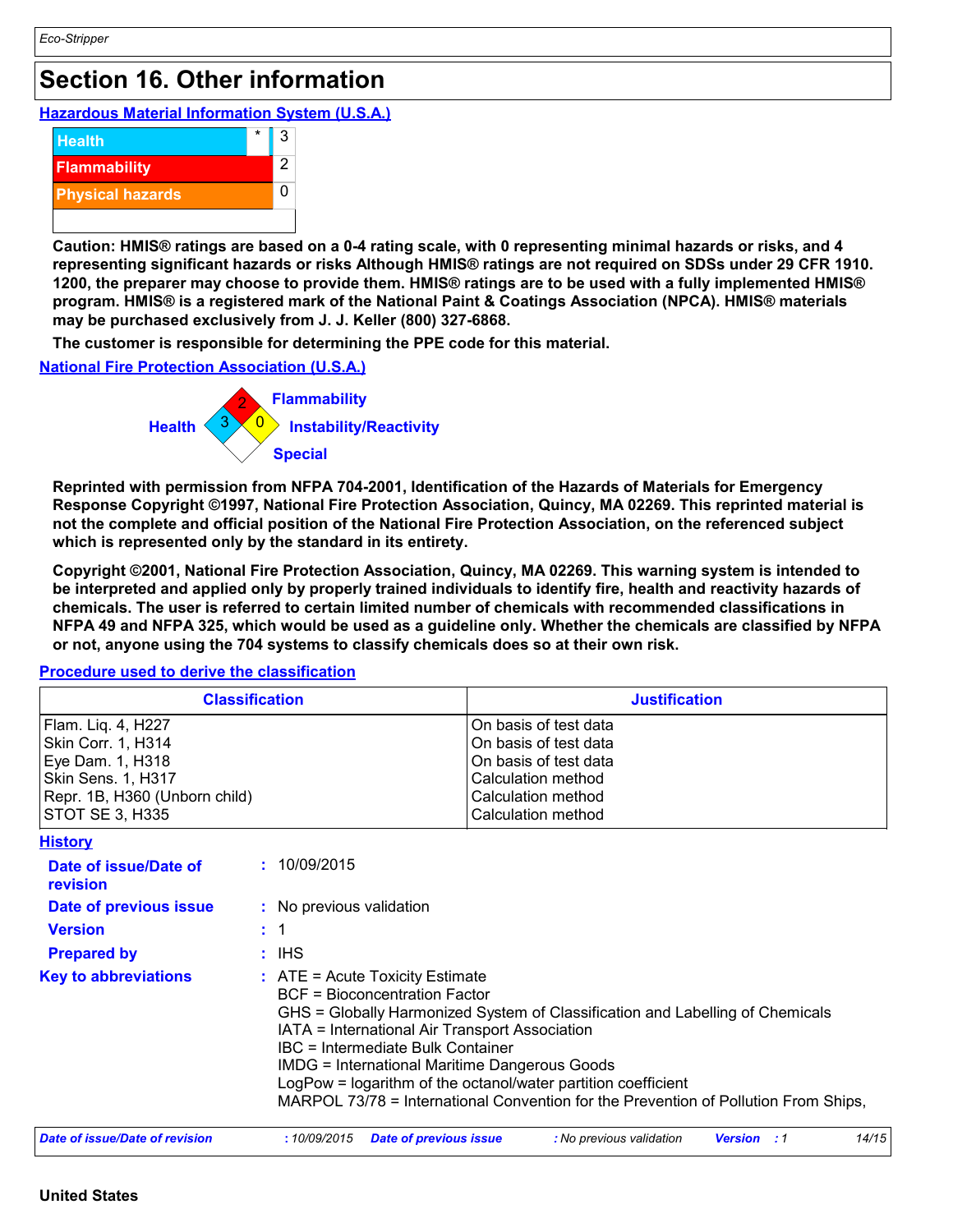# Section 16. Other information

### Hazardous Material Information System (U.S.A.)

| | | |
|---|---|---|
| Health | * | 3 |
| Flammability | | 2 |
| Physical hazards | | 0 |
| | | |

**Caution: HMIS® ratings are based on a 0-4 rating scale, with 0 representing minimal hazards or risks, and 4 representing significant hazards or risks Although HMIS® ratings are not required on SDSs under 29 CFR 1910. 1200, the preparer may choose to provide them. HMIS® ratings are to be used with a fully implemented HMIS® program. HMIS® is a registered mark of the National Paint & Coatings Association (NPCA). HMIS® materials may be purchased exclusively from J. J. Keller (800) 327-6868.**

**The customer is responsible for determining the PPE code for this material.**

### National Fire Protection Association (U.S.A.)

Flammability: 2
Health: 3
Instability/Reactivity: 0
Special:

**Reprinted with permission from NFPA 704-2001, Identification of the Hazards of Materials for Emergency Response Copyright ©1997, National Fire Protection Association, Quincy, MA 02269. This reprinted material is not the complete and official position of the National Fire Protection Association, on the referenced subject which is represented only by the standard in its entirety.**

**Copyright ©2001, National Fire Protection Association, Quincy, MA 02269. This warning system is intended to be interpreted and applied only by properly trained individuals to identify fire, health and reactivity hazards of chemicals. The user is referred to certain limited number of chemicals with recommended classifications in NFPA 49 and NFPA 325, which would be used as a guideline only. Whether the chemicals are classified by NFPA or not, anyone using the 704 systems to classify chemicals does so at their own risk.**

### Procedure used to derive the classification

| Classification | Justification |
|---|---|
| Flam. Liq. 4, H227 | On basis of test data |
| Skin Corr. 1, H314 | On basis of test data |
| Eye Dam. 1, H318 | On basis of test data |
| Skin Sens. 1, H317 | Calculation method |
| Repr. 1B, H360 (Unborn child) | Calculation method |
| STOT SE 3, H335 | Calculation method |

### History

**Date of issue/Date of revision** : 10/09/2015

**Date of previous issue** : No previous validation

**Version** : 1

**Prepared by** : IHS

**Key to abbreviations** : ATE = Acute Toxicity Estimate
BCF = Bioconcentration Factor
GHS = Globally Harmonized System of Classification and Labelling of Chemicals
IATA = International Air Transport Association
IBC = Intermediate Bulk Container
IMDG = International Maritime Dangerous Goods
LogPow = logarithm of the octanol/water partition coefficient
MARPOL 73/78 = International Convention for the Prevention of Pollution From Ships,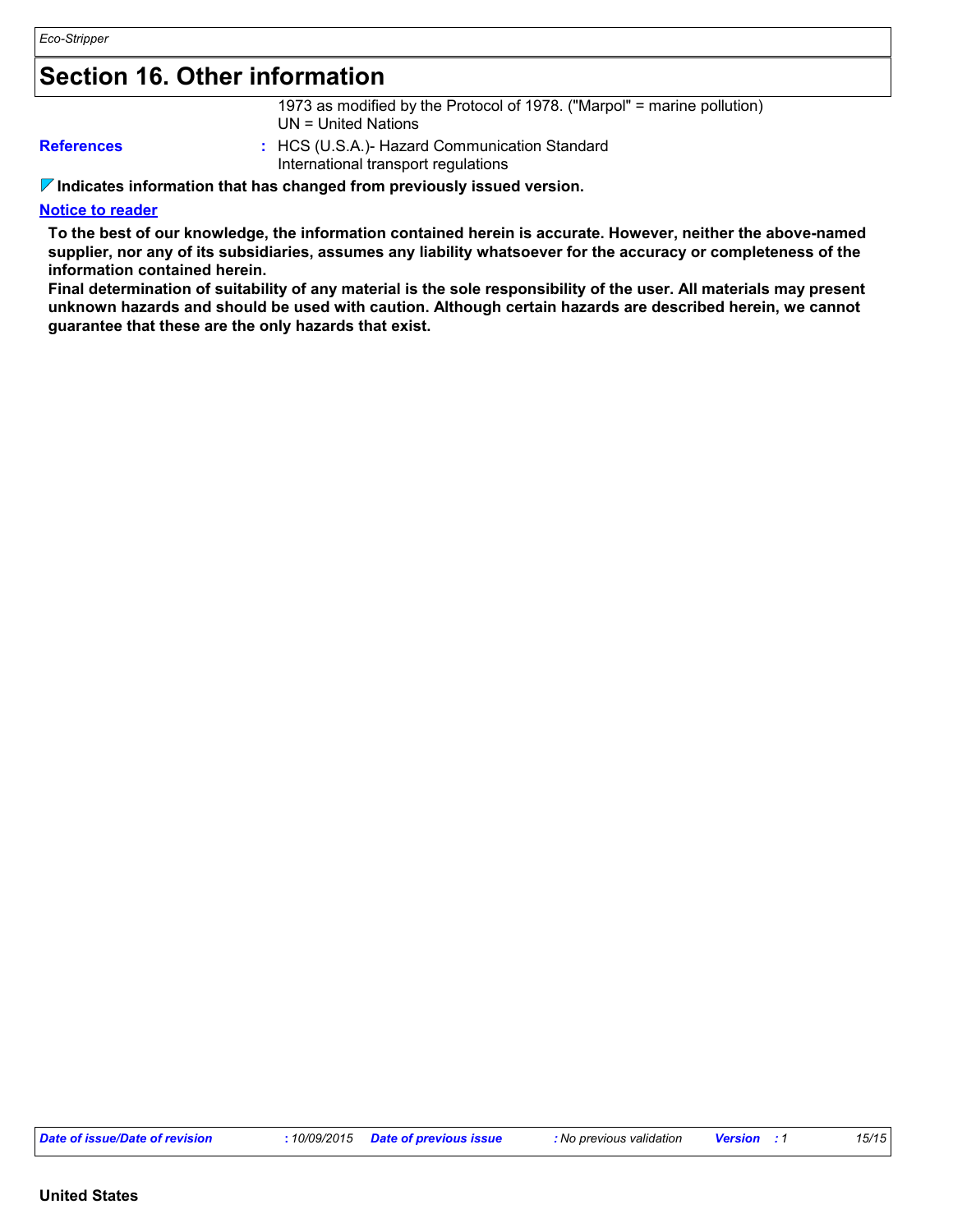# Section 16. Other information

1973 as modified by the Protocol of 1978. ("Marpol" = marine pollution)
UN = United Nations

**References** : HCS (U.S.A.)- Hazard Communication Standard
International transport regulations

**Indicates information that has changed from previously issued version.**

**Notice to reader**

**To the best of our knowledge, the information contained herein is accurate. However, neither the above-named supplier, nor any of its subsidiaries, assumes any liability whatsoever for the accuracy or completeness of the information contained herein.**
**Final determination of suitability of any material is the sole responsibility of the user. All materials may present unknown hazards and should be used with caution. Although certain hazards are described herein, we cannot guarantee that these are the only hazards that exist.**